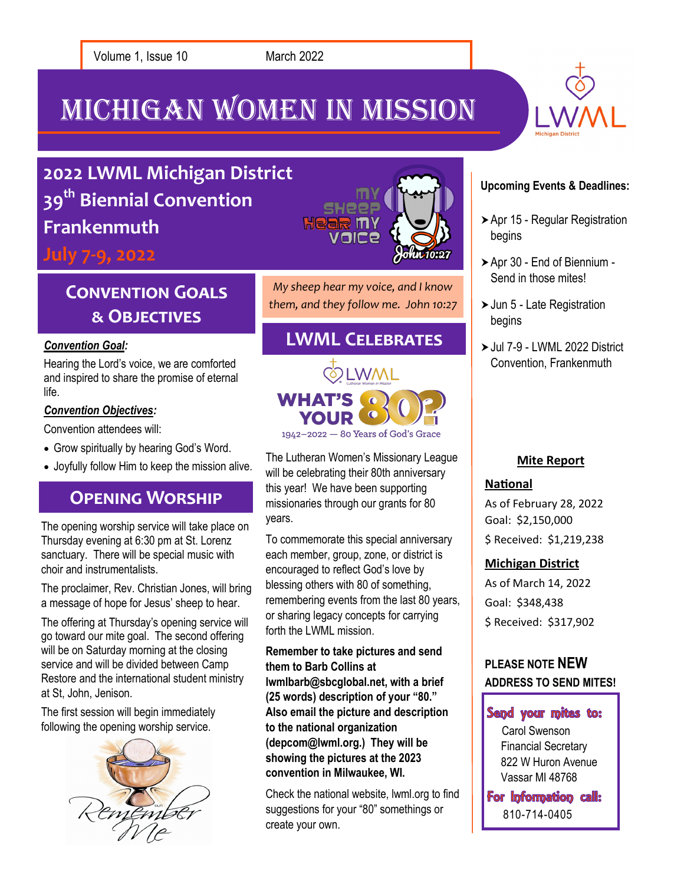Volume 1, Issue 10 March 2022

# MICHIGAN WOMEN IN MISSION

## 2022 LWML Michigan District 39th Biennial Convention Frankenmuth

**July 7-9, 2022**

*My sheep hear my voice, and I know them, and they follow me. John 10:27*

## Convention Goals & Objectives

***Convention Goal:***

Hearing the Lord's voice, we are comforted and inspired to share the promise of eternal life.

***Convention Objectives:***

Convention attendees will:

- Grow spiritually by hearing God's Word.
- Joyfully follow Him to keep the mission alive.

## Opening Worship

The opening worship service will take place on Thursday evening at 6:30 pm at St. Lorenz sanctuary. There will be special music with choir and instrumentalists.

The proclaimer, Rev. Christian Jones, will bring a message of hope for Jesus' sheep to hear.

The offering at Thursday's opening service will go toward our mite goal. The second offering will be on Saturday morning at the closing service and will be divided between Camp Restore and the international student ministry at St, John, Jenison.

The first session will begin immediately following the opening worship service.

## LWML Celebrates

WHAT'S YOUR 80?

1942–2022 — 80 Years of God's Grace

The Lutheran Women's Missionary League will be celebrating their 80th anniversary this year! We have been supporting missionaries through our grants for 80 years.

To commemorate this special anniversary each member, group, zone, or district is encouraged to reflect God's love by blessing others with 80 of something, remembering events from the last 80 years, or sharing legacy concepts for carrying forth the LWML mission.

**Remember to take pictures and send them to Barb Collins at lwmlbarb@sbcglobal.net, with a brief (25 words) description of your "80." Also email the picture and description to the national organization (depcom@lwml.org.) They will be showing the pictures at the 2023 convention in Milwaukee, WI.**

Check the national website, lwml.org to find suggestions for your "80" somethings or create your own.

## Upcoming Events & Deadlines:

- Apr 15 - Regular Registration begins
- Apr 30 - End of Biennium - Send in those mites!
- Jun 5 - Late Registration begins
- Jul 7-9 - LWML 2022 District Convention, Frankenmuth

## Mite Report

**National**

As of February 28, 2022

Goal: $2,150,000

$ Received: $1,219,238

**Michigan District**

As of March 14, 2022

Goal: $348,438

$ Received: $317,902

**PLEASE NOTE NEW ADDRESS TO SEND MITES!**

**Send your mites to:**

Carol Swenson
Financial Secretary
822 W Huron Avenue
Vassar MI 48768

**For Information call:**

810-714-0405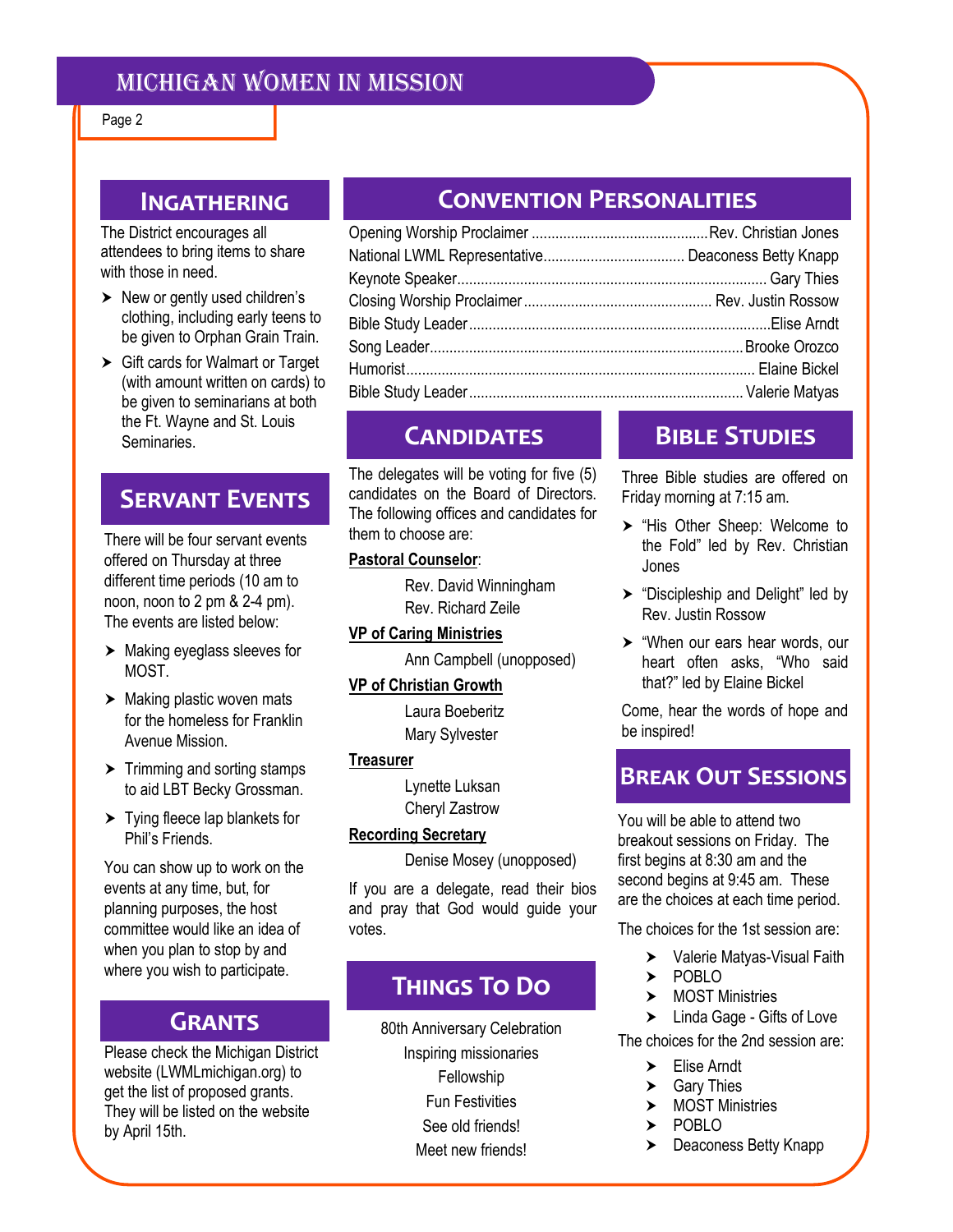## Ingathering

The District encourages all attendees to bring items to share with those in need.

- New or gently used children's clothing, including early teens to be given to Orphan Grain Train.
- Gift cards for Walmart or Target (with amount written on cards) to be given to seminarians at both the Ft. Wayne and St. Louis Seminaries.

## Servant Events

There will be four servant events offered on Thursday at three different time periods (10 am to noon, noon to 2 pm & 2-4 pm). The events are listed below:

- Making eyeglass sleeves for MOST.
- Making plastic woven mats for the homeless for Franklin Avenue Mission.
- Trimming and sorting stamps to aid LBT Becky Grossman.
- Tying fleece lap blankets for Phil's Friends.

You can show up to work on the events at any time, but, for planning purposes, the host committee would like an idea of when you plan to stop by and where you wish to participate.

## Grants

Please check the Michigan District website (LWMLmichigan.org) to get the list of proposed grants. They will be listed on the website by April 15th.

## Convention Personalities

| | |
|---|---|
| Opening Worship Proclaimer | Rev. Christian Jones |
| National LWML Representative | Deaconess Betty Knapp |
| Keynote Speaker | Gary Thies |
| Closing Worship Proclaimer | Rev. Justin Rossow |
| Bible Study Leader | Elise Arndt |
| Song Leader | Brooke Orozco |
| Humorist | Elaine Bickel |
| Bible Study Leader | Valerie Matyas |

## Candidates

The delegates will be voting for five (5) candidates on the Board of Directors. The following offices and candidates for them to choose are:

**Pastoral Counselor**:

Rev. David Winningham
Rev. Richard Zeile

**VP of Caring Ministries**

Ann Campbell (unopposed)

**VP of Christian Growth**

Laura Boeberitz
Mary Sylvester

**Treasurer**

Lynette Luksan
Cheryl Zastrow

**Recording Secretary**

Denise Mosey (unopposed)

If you are a delegate, read their bios and pray that God would guide your votes.

## Things To Do

80th Anniversary Celebration
Inspiring missionaries
Fellowship
Fun Festivities
See old friends!
Meet new friends!

## Bible Studies

Three Bible studies are offered on Friday morning at 7:15 am.

- "His Other Sheep: Welcome to the Fold" led by Rev. Christian Jones
- "Discipleship and Delight" led by Rev. Justin Rossow
- "When our ears hear words, our heart often asks, "Who said that?" led by Elaine Bickel

Come, hear the words of hope and be inspired!

## Break Out Sessions

You will be able to attend two breakout sessions on Friday. The first begins at 8:30 am and the second begins at 9:45 am. These are the choices at each time period.

The choices for the 1st session are:

- Valerie Matyas-Visual Faith
- POBLO
- MOST Ministries
- Linda Gage - Gifts of Love

The choices for the 2nd session are:

- Elise Arndt
- Gary Thies
- MOST Ministries
- POBLO
- Deaconess Betty Knapp